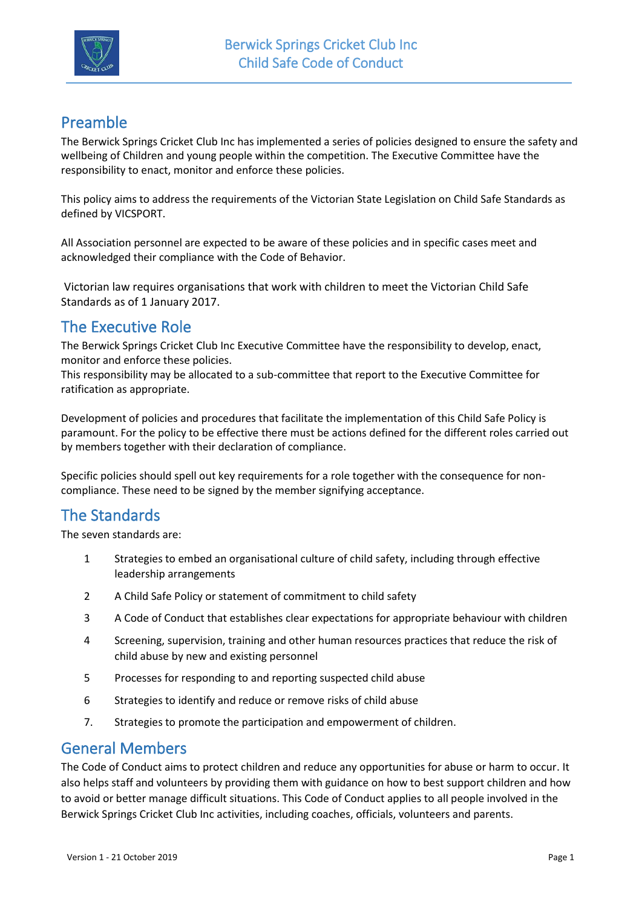# Berwick Springs Cricket Club Inc
# Child Safe Code of Conduct

## Preamble

The Berwick Springs Cricket Club Inc has implemented a series of policies designed to ensure the safety and wellbeing of Children and young people within the competition. The Executive Committee have the responsibility to enact, monitor and enforce these policies.

This policy aims to address the requirements of the Victorian State Legislation on Child Safe Standards as defined by VICSPORT.

All Association personnel are expected to be aware of these policies and in specific cases meet and acknowledged their compliance with the Code of Behavior.

Victorian law requires organisations that work with children to meet the Victorian Child Safe Standards as of 1 January 2017.

## The Executive Role

The Berwick Springs Cricket Club Inc Executive Committee have the responsibility to develop, enact, monitor and enforce these policies.
This responsibility may be allocated to a sub-committee that report to the Executive Committee for ratification as appropriate.

Development of policies and procedures that facilitate the implementation of this Child Safe Policy is paramount. For the policy to be effective there must be actions defined for the different roles carried out by members together with their declaration of compliance.

Specific policies should spell out key requirements for a role together with the consequence for non-compliance. These need to be signed by the member signifying acceptance.

## The Standards

The seven standards are:

1. Strategies to embed an organisational culture of child safety, including through effective leadership arrangements
2. A Child Safe Policy or statement of commitment to child safety
3. A Code of Conduct that establishes clear expectations for appropriate behaviour with children
4. Screening, supervision, training and other human resources practices that reduce the risk of child abuse by new and existing personnel
5. Processes for responding to and reporting suspected child abuse
6. Strategies to identify and reduce or remove risks of child abuse
7. Strategies to promote the participation and empowerment of children.

## General Members

The Code of Conduct aims to protect children and reduce any opportunities for abuse or harm to occur. It also helps staff and volunteers by providing them with guidance on how to best support children and how to avoid or better manage difficult situations. This Code of Conduct applies to all people involved in the Berwick Springs Cricket Club Inc activities, including coaches, officials, volunteers and parents.

Version 1 - 21 October 2019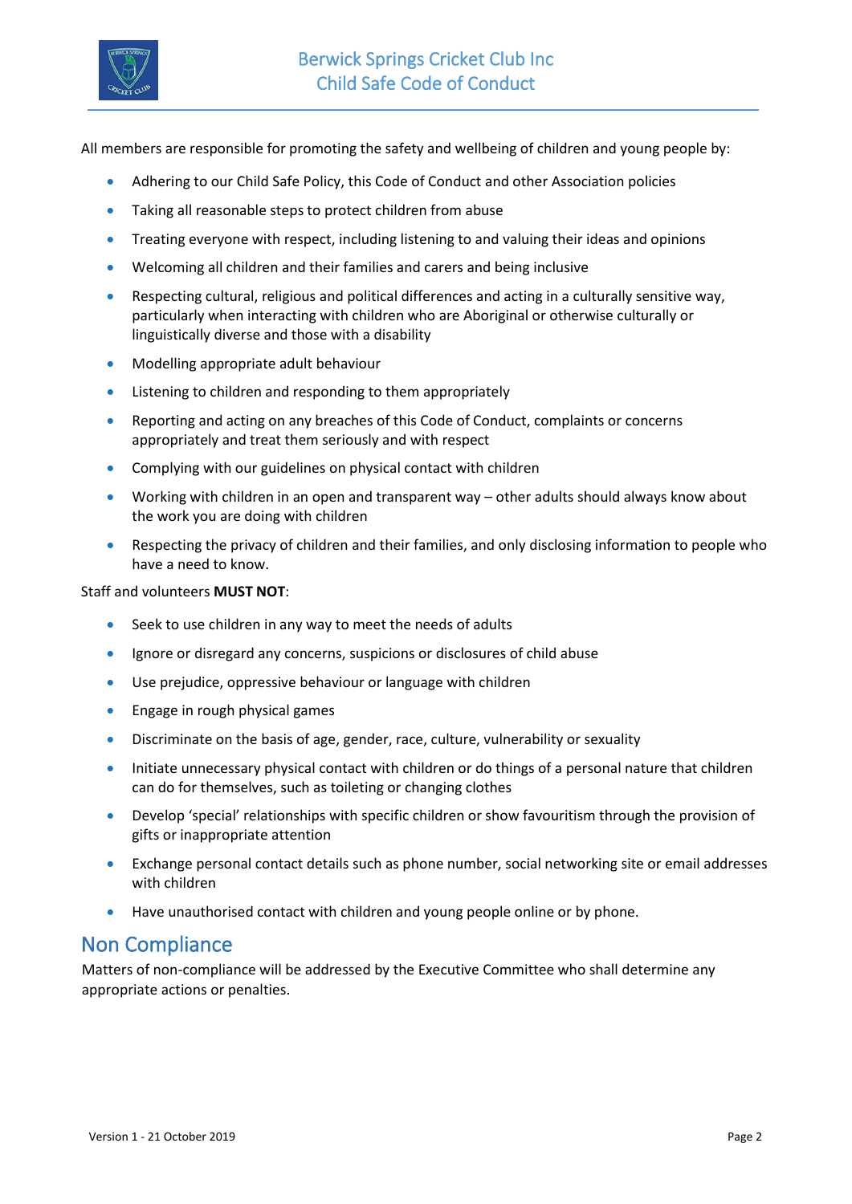All members are responsible for promoting the safety and wellbeing of children and young people by:

- Adhering to our Child Safe Policy, this Code of Conduct and other Association policies
- Taking all reasonable steps to protect children from abuse
- Treating everyone with respect, including listening to and valuing their ideas and opinions
- Welcoming all children and their families and carers and being inclusive
- Respecting cultural, religious and political differences and acting in a culturally sensitive way, particularly when interacting with children who are Aboriginal or otherwise culturally or linguistically diverse and those with a disability
- Modelling appropriate adult behaviour
- Listening to children and responding to them appropriately
- Reporting and acting on any breaches of this Code of Conduct, complaints or concerns appropriately and treat them seriously and with respect
- Complying with our guidelines on physical contact with children
- Working with children in an open and transparent way – other adults should always know about the work you are doing with children
- Respecting the privacy of children and their families, and only disclosing information to people who have a need to know.

Staff and volunteers **MUST NOT**:

- Seek to use children in any way to meet the needs of adults
- Ignore or disregard any concerns, suspicions or disclosures of child abuse
- Use prejudice, oppressive behaviour or language with children
- Engage in rough physical games
- Discriminate on the basis of age, gender, race, culture, vulnerability or sexuality
- Initiate unnecessary physical contact with children or do things of a personal nature that children can do for themselves, such as toileting or changing clothes
- Develop 'special' relationships with specific children or show favouritism through the provision of gifts or inappropriate attention
- Exchange personal contact details such as phone number, social networking site or email addresses with children
- Have unauthorised contact with children and young people online or by phone.

## Non Compliance

Matters of non-compliance will be addressed by the Executive Committee who shall determine any appropriate actions or penalties.